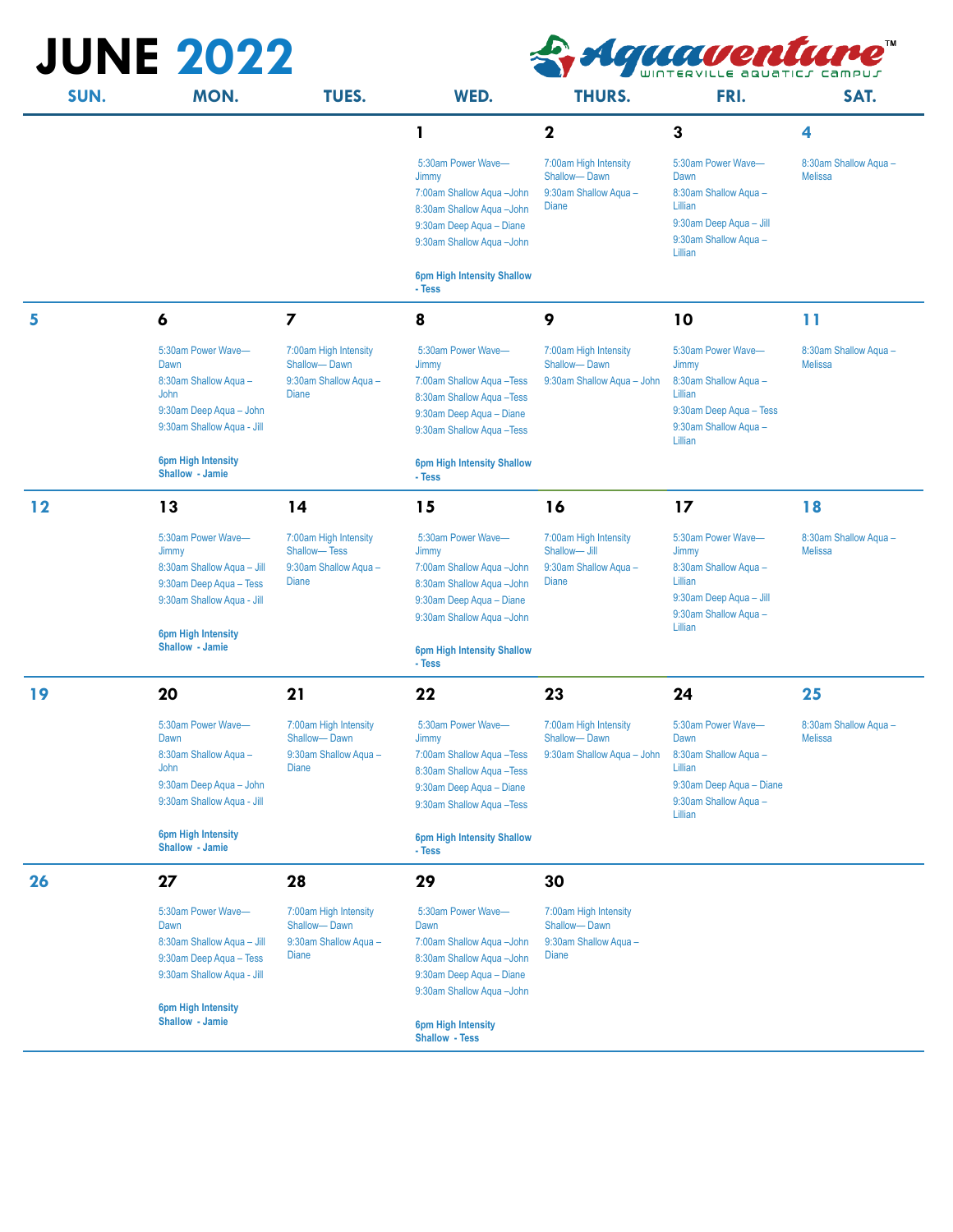# JUNE 2022

Aquaventure™ WINTERVILLE AQUATICS CAMPUS

| SUN. | MON. | TUES. | WED. | THURS. | FRI. | SAT. |
|---|---|---|---|---|---|---|
| | | | **1**<br>5:30am Power Wave—Jimmy<br>7:00am Shallow Aqua –John<br>8:30am Shallow Aqua –John<br>9:30am Deep Aqua – Diane<br>9:30am Shallow Aqua –John<br>**6pm High Intensity Shallow - Tess** | **2**<br>7:00am High Intensity Shallow— Dawn<br>9:30am Shallow Aqua – Diane | **3**<br>5:30am Power Wave—Dawn<br>8:30am Shallow Aqua – Lillian<br>9:30am Deep Aqua – Jill<br>9:30am Shallow Aqua – Lillian | **4**<br>8:30am Shallow Aqua – Melissa |
| **5** | **6**<br>5:30am Power Wave—Dawn<br>8:30am Shallow Aqua – John<br>9:30am Deep Aqua – John<br>9:30am Shallow Aqua - Jill<br>**6pm High Intensity Shallow - Jamie** | **7**<br>7:00am High Intensity Shallow— Dawn<br>9:30am Shallow Aqua – Diane | **8**<br>5:30am Power Wave—Jimmy<br>7:00am Shallow Aqua –Tess<br>8:30am Shallow Aqua –Tess<br>9:30am Deep Aqua – Diane<br>9:30am Shallow Aqua –Tess<br>**6pm High Intensity Shallow - Tess** | **9**<br>7:00am High Intensity Shallow— Dawn<br>9:30am Shallow Aqua – John | **10**<br>5:30am Power Wave—Jimmy<br>8:30am Shallow Aqua – Lillian<br>9:30am Deep Aqua – Tess<br>9:30am Shallow Aqua – Lillian | **11**<br>8:30am Shallow Aqua – Melissa |
| **12** | **13**<br>5:30am Power Wave—Jimmy<br>8:30am Shallow Aqua – Jill<br>9:30am Deep Aqua – Tess<br>9:30am Shallow Aqua - Jill<br>**6pm High Intensity Shallow - Jamie** | **14**<br>7:00am High Intensity Shallow— Tess<br>9:30am Shallow Aqua – Diane | **15**<br>5:30am Power Wave—Jimmy<br>7:00am Shallow Aqua –John<br>8:30am Shallow Aqua –John<br>9:30am Deep Aqua – Diane<br>9:30am Shallow Aqua –John<br>**6pm High Intensity Shallow - Tess** | **16**<br>7:00am High Intensity Shallow— Jill<br>9:30am Shallow Aqua – Diane | **17**<br>5:30am Power Wave—Jimmy<br>8:30am Shallow Aqua – Lillian<br>9:30am Deep Aqua – Jill<br>9:30am Shallow Aqua – Lillian | **18**<br>8:30am Shallow Aqua – Melissa |
| **19** | **20**<br>5:30am Power Wave—Dawn<br>8:30am Shallow Aqua – John<br>9:30am Deep Aqua – John<br>9:30am Shallow Aqua - Jill<br>**6pm High Intensity Shallow - Jamie** | **21**<br>7:00am High Intensity Shallow— Dawn<br>9:30am Shallow Aqua – Diane | **22**<br>5:30am Power Wave—Jimmy<br>7:00am Shallow Aqua –Tess<br>8:30am Shallow Aqua –Tess<br>9:30am Deep Aqua – Diane<br>9:30am Shallow Aqua –Tess<br>**6pm High Intensity Shallow - Tess** | **23**<br>7:00am High Intensity Shallow— Dawn<br>9:30am Shallow Aqua – John | **24**<br>5:30am Power Wave—Dawn<br>8:30am Shallow Aqua – Lillian<br>9:30am Deep Aqua – Diane<br>9:30am Shallow Aqua – Lillian | **25**<br>8:30am Shallow Aqua – Melissa |
| **26** | **27**<br>5:30am Power Wave—Dawn<br>8:30am Shallow Aqua – Jill<br>9:30am Deep Aqua – Tess<br>9:30am Shallow Aqua - Jill<br>**6pm High Intensity Shallow - Jamie** | **28**<br>7:00am High Intensity Shallow— Dawn<br>9:30am Shallow Aqua – Diane | **29**<br>5:30am Power Wave—Dawn<br>7:00am Shallow Aqua –John<br>8:30am Shallow Aqua –John<br>9:30am Deep Aqua – Diane<br>9:30am Shallow Aqua –John<br>**6pm High Intensity Shallow - Tess** | **30**<br>7:00am High Intensity Shallow— Dawn<br>9:30am Shallow Aqua – Diane | | |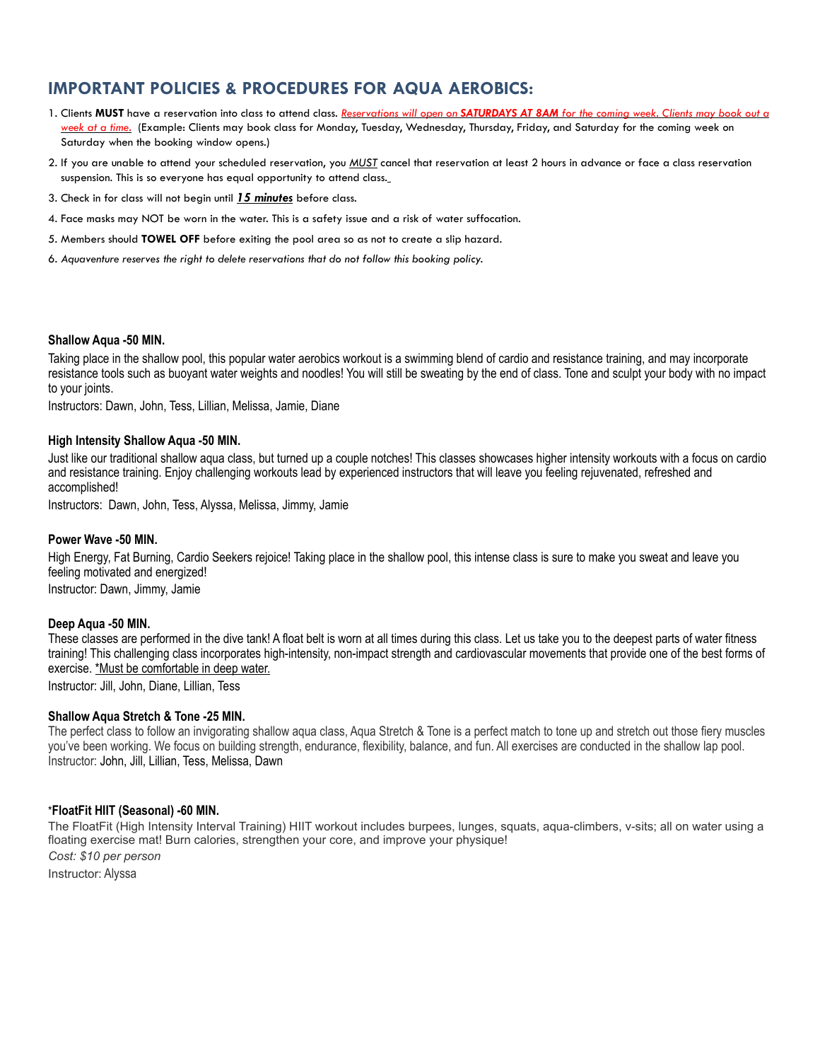## IMPORTANT POLICIES & PROCEDURES FOR AQUA AEROBICS:

1. Clients **MUST** have a reservation into class to attend class. *Reservations will open on **SATURDAYS AT 8AM** for the coming week. Clients may book out a week at a time.* (Example: Clients may book class for Monday, Tuesday, Wednesday, Thursday, Friday, and Saturday for the coming week on Saturday when the booking window opens.)
2. If you are unable to attend your scheduled reservation, you *MUST* cancel that reservation at least 2 hours in advance or face a class reservation suspension. This is so everyone has equal opportunity to attend class.
3. Check in for class will not begin until ***15 minutes*** before class.
4. Face masks may NOT be worn in the water. This is a safety issue and a risk of water suffocation.
5. Members should **TOWEL OFF** before exiting the pool area so as not to create a slip hazard.
6. *Aquaventure reserves the right to delete reservations that do not follow this booking policy.*

**Shallow Aqua -50 MIN.**

Taking place in the shallow pool, this popular water aerobics workout is a swimming blend of cardio and resistance training, and may incorporate resistance tools such as buoyant water weights and noodles! You will still be sweating by the end of class. Tone and sculpt your body with no impact to your joints.

Instructors: Dawn, John, Tess, Lillian, Melissa, Jamie, Diane

**High Intensity Shallow Aqua -50 MIN.**

Just like our traditional shallow aqua class, but turned up a couple notches! This classes showcases higher intensity workouts with a focus on cardio and resistance training. Enjoy challenging workouts lead by experienced instructors that will leave you feeling rejuvenated, refreshed and accomplished!

Instructors: Dawn, John, Tess, Alyssa, Melissa, Jimmy, Jamie

**Power Wave -50 MIN.**

High Energy, Fat Burning, Cardio Seekers rejoice! Taking place in the shallow pool, this intense class is sure to make you sweat and leave you feeling motivated and energized!

Instructor: Dawn, Jimmy, Jamie

**Deep Aqua -50 MIN.**

These classes are performed in the dive tank! A float belt is worn at all times during this class. Let us take you to the deepest parts of water fitness training! This challenging class incorporates high-intensity, non-impact strength and cardiovascular movements that provide one of the best forms of exercise. *Must be comfortable in deep water.

Instructor: Jill, John, Diane, Lillian, Tess

**Shallow Aqua Stretch & Tone -25 MIN.**

The perfect class to follow an invigorating shallow aqua class, Aqua Stretch & Tone is a perfect match to tone up and stretch out those fiery muscles you've been working. We focus on building strength, endurance, flexibility, balance, and fun. All exercises are conducted in the shallow lap pool.

Instructor: John, Jill, Lillian, Tess, Melissa, Dawn

***FloatFit HIIT (Seasonal) -60 MIN.**

The FloatFit (High Intensity Interval Training) HIIT workout includes burpees, lunges, squats, aqua-climbers, v-sits; all on water using a floating exercise mat! Burn calories, strengthen your core, and improve your physique!

*Cost: $10 per person*

Instructor: Alyssa